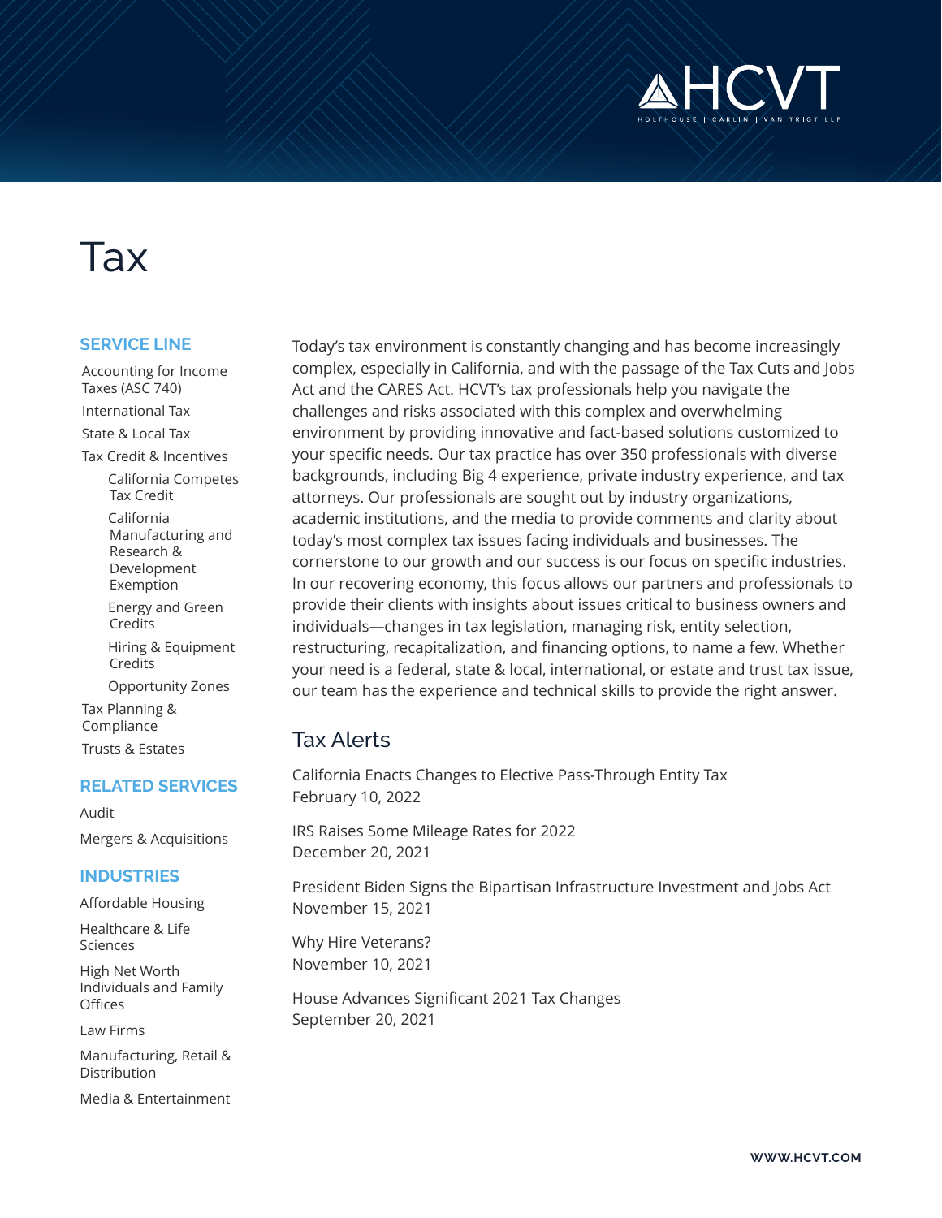# Tax

## SERVICE LINE

- Accounting for Income Taxes (ASC 740)
- International Tax
- State & Local Tax
- Tax Credit & Incentives
  - California Competes Tax Credit
  - California Manufacturing and Research & Development Exemption
  - Energy and Green Credits
  - Hiring & Equipment Credits
  - Opportunity Zones
- Tax Planning & Compliance
- Trusts & Estates

## RELATED SERVICES

- Audit
- Mergers & Acquisitions

## INDUSTRIES

- Affordable Housing
- Healthcare & Life Sciences
- High Net Worth Individuals and Family Offices
- Law Firms
- Manufacturing, Retail & Distribution
- Media & Entertainment

Today's tax environment is constantly changing and has become increasingly complex, especially in California, and with the passage of the Tax Cuts and Jobs Act and the CARES Act. HCVT's tax professionals help you navigate the challenges and risks associated with this complex and overwhelming environment by providing innovative and fact-based solutions customized to your specific needs. Our tax practice has over 350 professionals with diverse backgrounds, including Big 4 experience, private industry experience, and tax attorneys. Our professionals are sought out by industry organizations, academic institutions, and the media to provide comments and clarity about today's most complex tax issues facing individuals and businesses. The cornerstone to our growth and our success is our focus on specific industries. In our recovering economy, this focus allows our partners and professionals to provide their clients with insights about issues critical to business owners and individuals—changes in tax legislation, managing risk, entity selection, restructuring, recapitalization, and financing options, to name a few. Whether your need is a federal, state & local, international, or estate and trust tax issue, our team has the experience and technical skills to provide the right answer.

## Tax Alerts

California Enacts Changes to Elective Pass-Through Entity Tax
February 10, 2022

IRS Raises Some Mileage Rates for 2022
December 20, 2021

President Biden Signs the Bipartisan Infrastructure Investment and Jobs Act
November 15, 2021

Why Hire Veterans?
November 10, 2021

House Advances Significant 2021 Tax Changes
September 20, 2021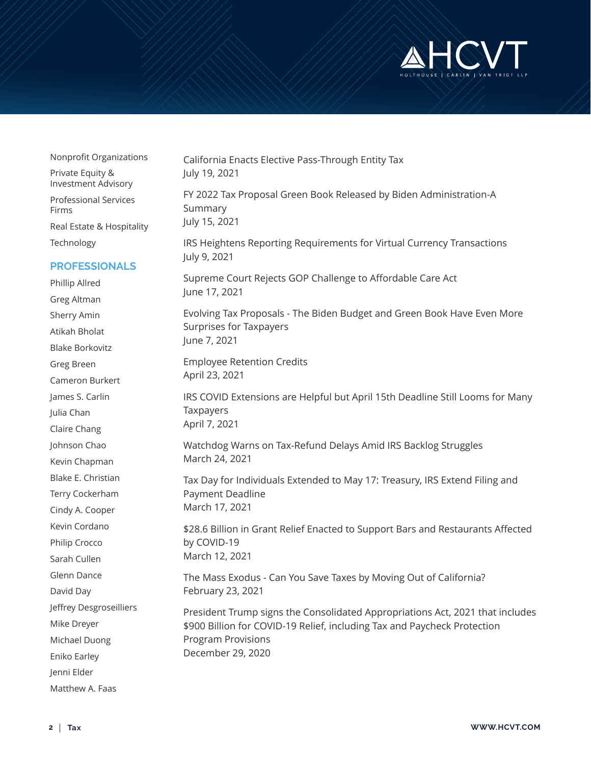- Nonprofit Organizations
- Private Equity & Investment Advisory
- Professional Services Firms
- Real Estate & Hospitality
- Technology

## PROFESSIONALS

- Phillip Allred
- Greg Altman
- Sherry Amin
- Atikah Bholat
- Blake Borkovitz
- Greg Breen
- Cameron Burkert
- James S. Carlin
- Julia Chan
- Claire Chang
- Johnson Chao
- Kevin Chapman
- Blake E. Christian
- Terry Cockerham
- Cindy A. Cooper
- Kevin Cordano
- Philip Crocco
- Sarah Cullen
- Glenn Dance
- David Day
- Jeffrey Desgroseilliers
- Mike Dreyer
- Michael Duong
- Eniko Earley
- Jenni Elder
- Matthew A. Faas

California Enacts Elective Pass-Through Entity Tax
July 19, 2021

FY 2022 Tax Proposal Green Book Released by Biden Administration-A Summary
July 15, 2021

IRS Heightens Reporting Requirements for Virtual Currency Transactions
July 9, 2021

Supreme Court Rejects GOP Challenge to Affordable Care Act
June 17, 2021

Evolving Tax Proposals - The Biden Budget and Green Book Have Even More Surprises for Taxpayers
June 7, 2021

Employee Retention Credits
April 23, 2021

IRS COVID Extensions are Helpful but April 15th Deadline Still Looms for Many Taxpayers
April 7, 2021

Watchdog Warns on Tax-Refund Delays Amid IRS Backlog Struggles
March 24, 2021

Tax Day for Individuals Extended to May 17: Treasury, IRS Extend Filing and Payment Deadline
March 17, 2021

$28.6 Billion in Grant Relief Enacted to Support Bars and Restaurants Affected by COVID-19
March 12, 2021

The Mass Exodus - Can You Save Taxes by Moving Out of California?
February 23, 2021

President Trump signs the Consolidated Appropriations Act, 2021 that includes $900 Billion for COVID-19 Relief, including Tax and Paycheck Protection Program Provisions
December 29, 2020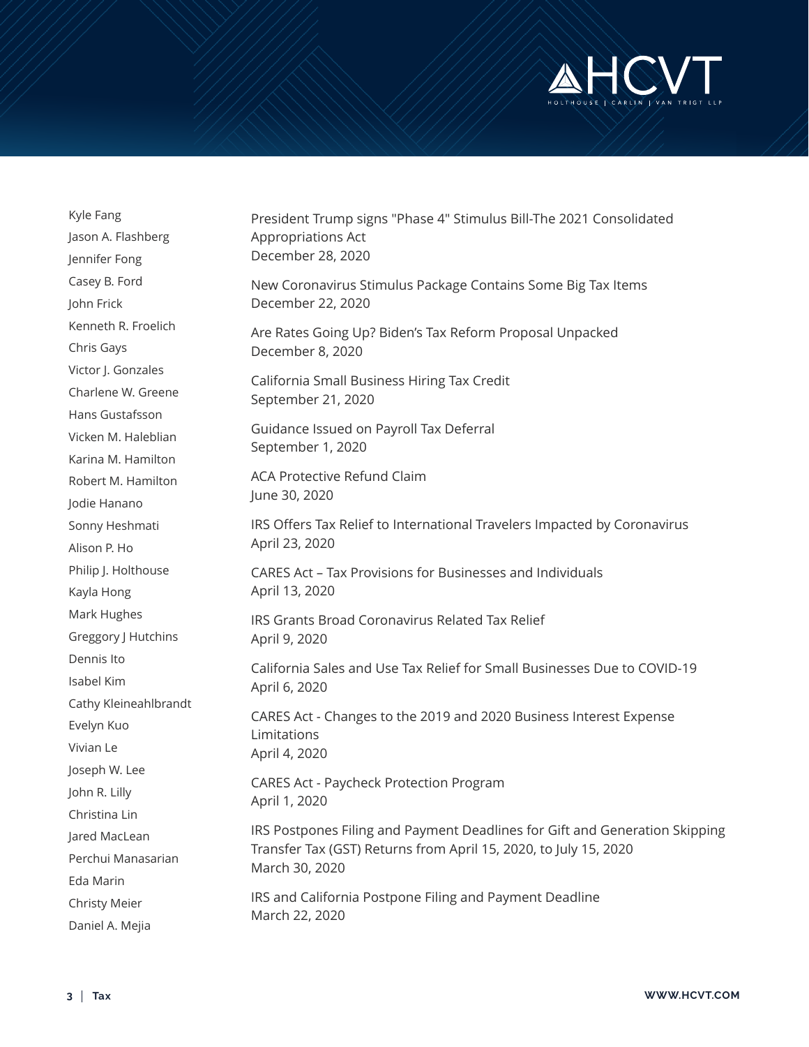Kyle Fang
Jason A. Flashberg
Jennifer Fong
Casey B. Ford
John Frick
Kenneth R. Froelich
Chris Gays
Victor J. Gonzales
Charlene W. Greene
Hans Gustafsson
Vicken M. Haleblian
Karina M. Hamilton
Robert M. Hamilton
Jodie Hanano
Sonny Heshmati
Alison P. Ho
Philip J. Holthouse
Kayla Hong
Mark Hughes
Greggory J Hutchins
Dennis Ito
Isabel Kim
Cathy Kleineahlbrandt
Evelyn Kuo
Vivian Le
Joseph W. Lee
John R. Lilly
Christina Lin
Jared MacLean
Perchui Manasarian
Eda Marin
Christy Meier
Daniel A. Mejia

President Trump signs "Phase 4" Stimulus Bill-The 2021 Consolidated Appropriations Act
December 28, 2020

New Coronavirus Stimulus Package Contains Some Big Tax Items
December 22, 2020

Are Rates Going Up? Biden's Tax Reform Proposal Unpacked
December 8, 2020

California Small Business Hiring Tax Credit
September 21, 2020

Guidance Issued on Payroll Tax Deferral
September 1, 2020

ACA Protective Refund Claim
June 30, 2020

IRS Offers Tax Relief to International Travelers Impacted by Coronavirus
April 23, 2020

CARES Act – Tax Provisions for Businesses and Individuals
April 13, 2020

IRS Grants Broad Coronavirus Related Tax Relief
April 9, 2020

California Sales and Use Tax Relief for Small Businesses Due to COVID-19
April 6, 2020

CARES Act - Changes to the 2019 and 2020 Business Interest Expense Limitations
April 4, 2020

CARES Act - Paycheck Protection Program
April 1, 2020

IRS Postpones Filing and Payment Deadlines for Gift and Generation Skipping Transfer Tax (GST) Returns from April 15, 2020, to July 15, 2020
March 30, 2020

IRS and California Postpone Filing and Payment Deadline
March 22, 2020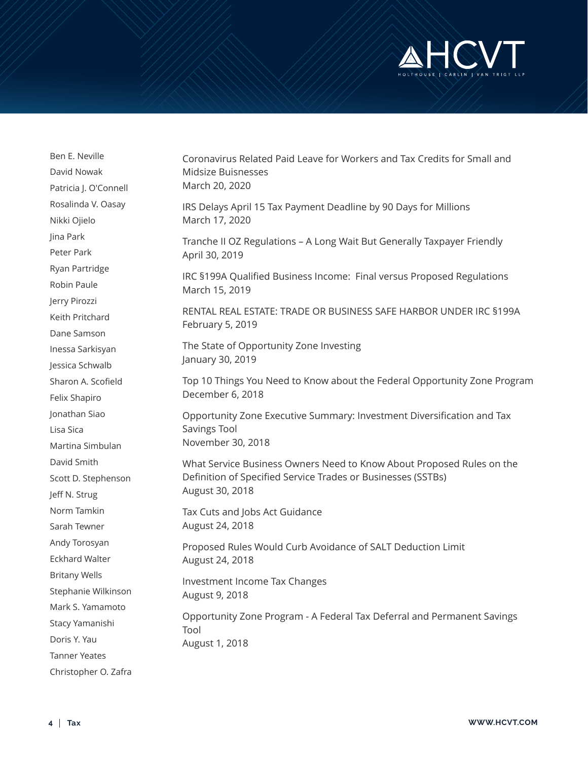Ben E. Neville
David Nowak
Patricia J. O'Connell
Rosalinda V. Oasay
Nikki Ojielo
Jina Park
Peter Park
Ryan Partridge
Robin Paule
Jerry Pirozzi
Keith Pritchard
Dane Samson
Inessa Sarkisyan
Jessica Schwalb
Sharon A. Scofield
Felix Shapiro
Jonathan Siao
Lisa Sica
Martina Simbulan
David Smith
Scott D. Stephenson
Jeff N. Strug
Norm Tamkin
Sarah Tewner
Andy Torosyan
Eckhard Walter
Britany Wells
Stephanie Wilkinson
Mark S. Yamamoto
Stacy Yamanishi
Doris Y. Yau
Tanner Yeates
Christopher O. Zafra

Coronavirus Related Paid Leave for Workers and Tax Credits for Small and Midsize Buisnesses
March 20, 2020

IRS Delays April 15 Tax Payment Deadline by 90 Days for Millions
March 17, 2020

Tranche II OZ Regulations – A Long Wait But Generally Taxpayer Friendly
April 30, 2019

IRC §199A Qualified Business Income: Final versus Proposed Regulations
March 15, 2019

RENTAL REAL ESTATE: TRADE OR BUSINESS SAFE HARBOR UNDER IRC §199A
February 5, 2019

The State of Opportunity Zone Investing
January 30, 2019

Top 10 Things You Need to Know about the Federal Opportunity Zone Program
December 6, 2018

Opportunity Zone Executive Summary: Investment Diversification and Tax Savings Tool
November 30, 2018

What Service Business Owners Need to Know About Proposed Rules on the Definition of Specified Service Trades or Businesses (SSTBs)
August 30, 2018

Tax Cuts and Jobs Act Guidance
August 24, 2018

Proposed Rules Would Curb Avoidance of SALT Deduction Limit
August 24, 2018

Investment Income Tax Changes
August 9, 2018

Opportunity Zone Program - A Federal Tax Deferral and Permanent Savings Tool
August 1, 2018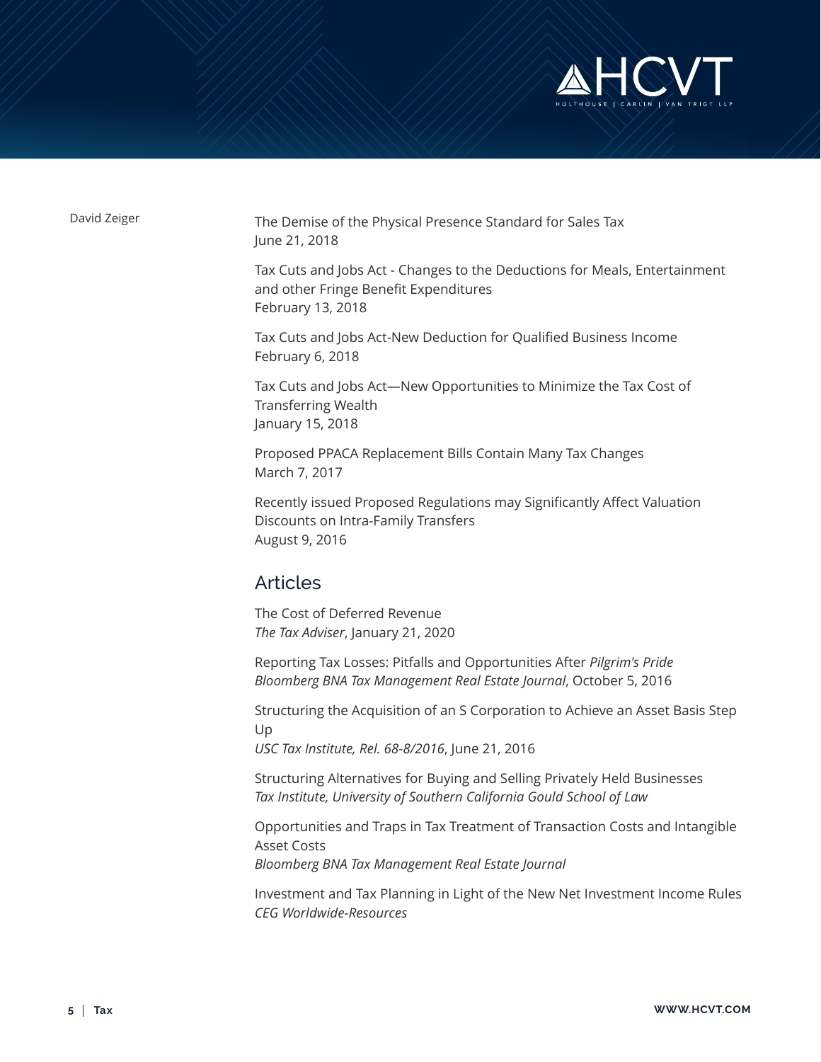David Zeiger

The Demise of the Physical Presence Standard for Sales Tax
June 21, 2018

Tax Cuts and Jobs Act - Changes to the Deductions for Meals, Entertainment and other Fringe Benefit Expenditures
February 13, 2018

Tax Cuts and Jobs Act-New Deduction for Qualified Business Income
February 6, 2018

Tax Cuts and Jobs Act—New Opportunities to Minimize the Tax Cost of Transferring Wealth
January 15, 2018

Proposed PPACA Replacement Bills Contain Many Tax Changes
March 7, 2017

Recently issued Proposed Regulations may Significantly Affect Valuation Discounts on Intra-Family Transfers
August 9, 2016

## Articles

The Cost of Deferred Revenue
*The Tax Adviser*, January 21, 2020

Reporting Tax Losses: Pitfalls and Opportunities After *Pilgrim's Pride*
*Bloomberg BNA Tax Management Real Estate Journal*, October 5, 2016

Structuring the Acquisition of an S Corporation to Achieve an Asset Basis Step Up
*USC Tax Institute, Rel. 68-8/2016*, June 21, 2016

Structuring Alternatives for Buying and Selling Privately Held Businesses
*Tax Institute, University of Southern California Gould School of Law*

Opportunities and Traps in Tax Treatment of Transaction Costs and Intangible Asset Costs
*Bloomberg BNA Tax Management Real Estate Journal*

Investment and Tax Planning in Light of the New Net Investment Income Rules
*CEG Worldwide-Resources*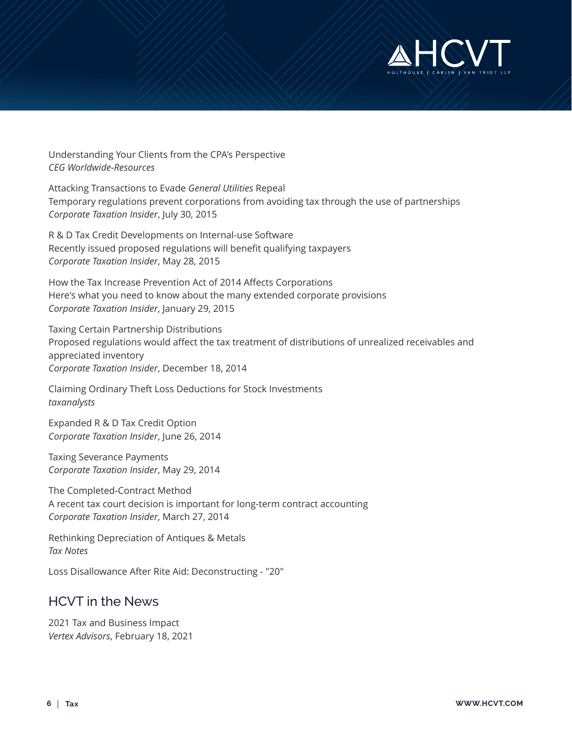Understanding Your Clients from the CPA's Perspective
*CEG Worldwide-Resources*

Attacking Transactions to Evade *General Utilities* Repeal
Temporary regulations prevent corporations from avoiding tax through the use of partnerships
*Corporate Taxation Insider*, July 30, 2015

R & D Tax Credit Developments on Internal-use Software
Recently issued proposed regulations will benefit qualifying taxpayers
*Corporate Taxation Insider*, May 28, 2015

How the Tax Increase Prevention Act of 2014 Affects Corporations
Here's what you need to know about the many extended corporate provisions
*Corporate Taxation Insider*, January 29, 2015

Taxing Certain Partnership Distributions
Proposed regulations would affect the tax treatment of distributions of unrealized receivables and appreciated inventory
*Corporate Taxation Insider*, December 18, 2014

Claiming Ordinary Theft Loss Deductions for Stock Investments
*taxanalysts*

Expanded R & D Tax Credit Option
*Corporate Taxation Insider*, June 26, 2014

Taxing Severance Payments
*Corporate Taxation Insider*, May 29, 2014

The Completed-Contract Method
A recent tax court decision is important for long-term contract accounting
*Corporate Taxation Insider*, March 27, 2014

Rethinking Depreciation of Antiques & Metals
*Tax Notes*

Loss Disallowance After Rite Aid: Deconstructing - "20"

## HCVT in the News

2021 Tax and Business Impact
*Vertex Advisors*, February 18, 2021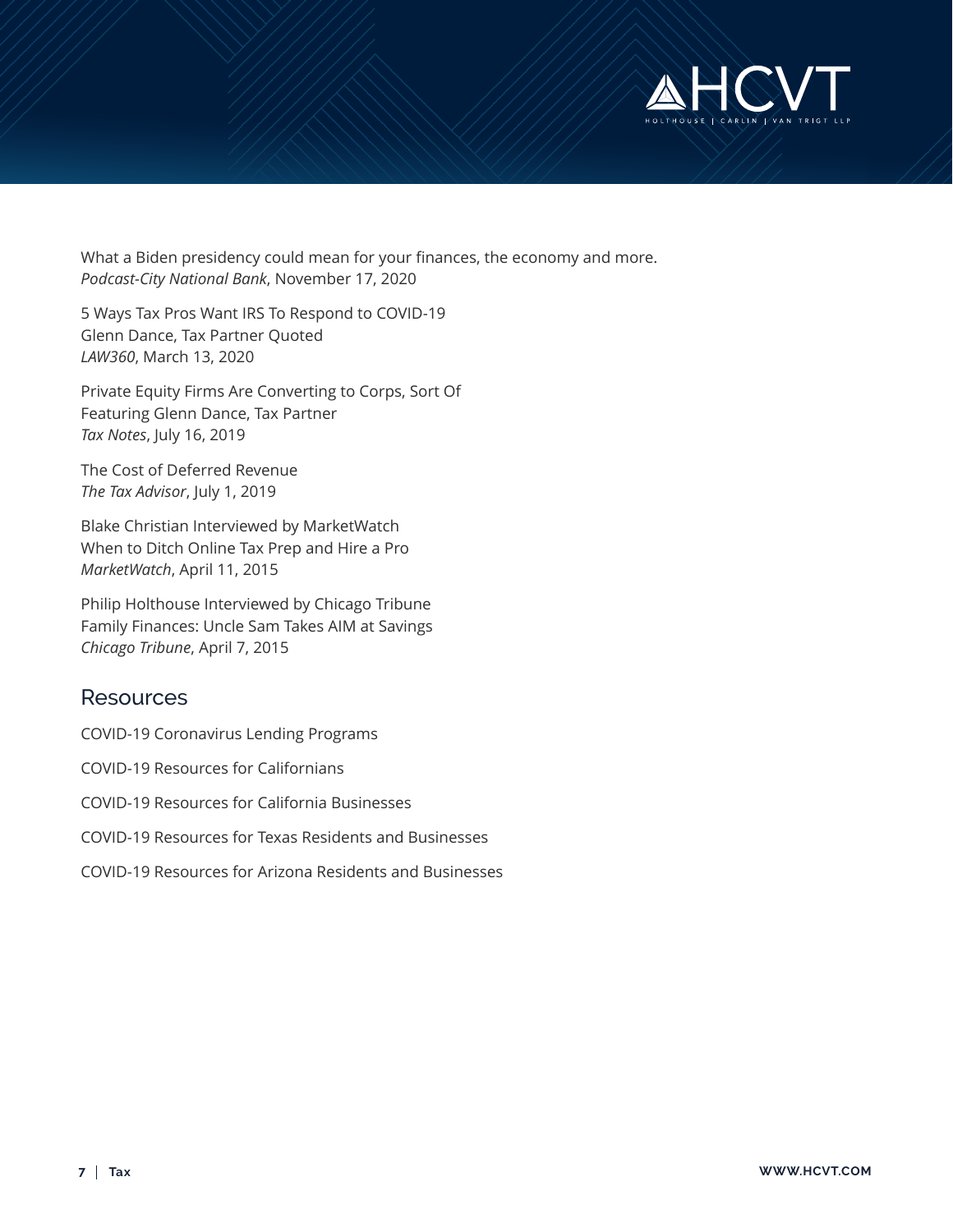What a Biden presidency could mean for your finances, the economy and more.
*Podcast-City National Bank*, November 17, 2020

5 Ways Tax Pros Want IRS To Respond to COVID-19
Glenn Dance, Tax Partner Quoted
*LAW360*, March 13, 2020

Private Equity Firms Are Converting to Corps, Sort Of
Featuring Glenn Dance, Tax Partner
*Tax Notes*, July 16, 2019

The Cost of Deferred Revenue
*The Tax Advisor*, July 1, 2019

Blake Christian Interviewed by MarketWatch
When to Ditch Online Tax Prep and Hire a Pro
*MarketWatch*, April 11, 2015

Philip Holthouse Interviewed by Chicago Tribune
Family Finances: Uncle Sam Takes AIM at Savings
*Chicago Tribune*, April 7, 2015

## Resources

COVID-19 Coronavirus Lending Programs

COVID-19 Resources for Californians

COVID-19 Resources for California Businesses

COVID-19 Resources for Texas Residents and Businesses

COVID-19 Resources for Arizona Residents and Businesses